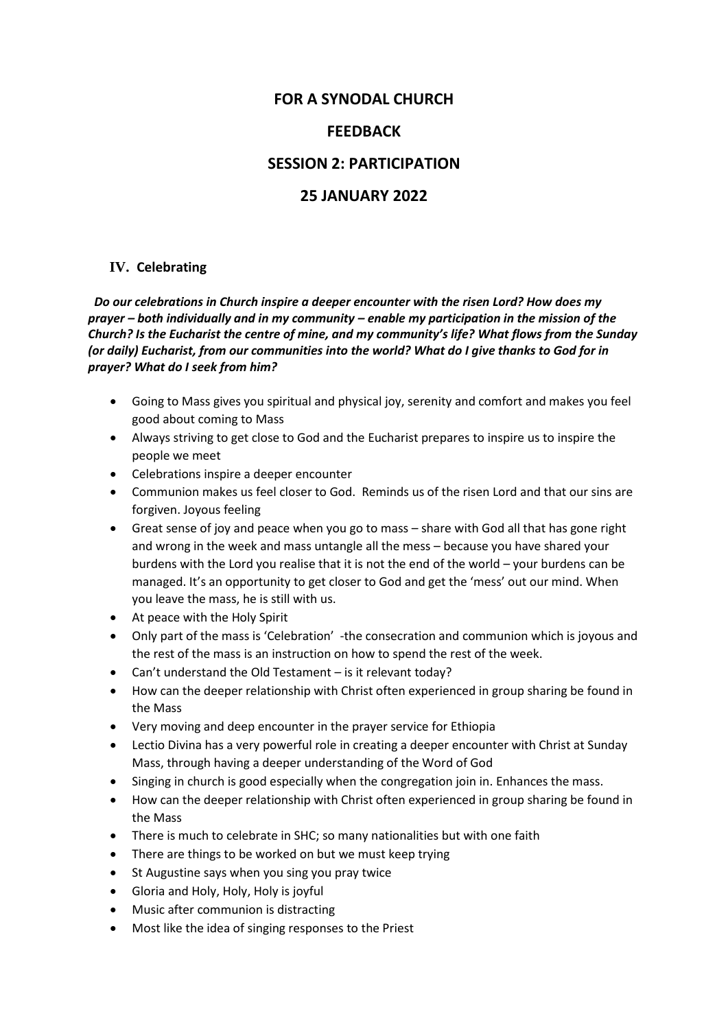# FOR A SYNODAL CHURCH

# FEEDBACK

# SESSION 2: PARTICIPATION

# 25 JANUARY 2022

## IV. Celebrating

***Do our celebrations in Church inspire a deeper encounter with the risen Lord? How does my prayer – both individually and in my community – enable my participation in the mission of the Church? Is the Eucharist the centre of mine, and my community's life? What flows from the Sunday (or daily) Eucharist, from our communities into the world? What do I give thanks to God for in prayer? What do I seek from him?***

- Going to Mass gives you spiritual and physical joy, serenity and comfort and makes you feel good about coming to Mass
- Always striving to get close to God and the Eucharist prepares to inspire us to inspire the people we meet
- Celebrations inspire a deeper encounter
- Communion makes us feel closer to God. Reminds us of the risen Lord and that our sins are forgiven. Joyous feeling
- Great sense of joy and peace when you go to mass – share with God all that has gone right and wrong in the week and mass untangle all the mess – because you have shared your burdens with the Lord you realise that it is not the end of the world – your burdens can be managed. It's an opportunity to get closer to God and get the 'mess' out our mind. When you leave the mass, he is still with us.
- At peace with the Holy Spirit
- Only part of the mass is 'Celebration' -the consecration and communion which is joyous and the rest of the mass is an instruction on how to spend the rest of the week.
- Can't understand the Old Testament – is it relevant today?
- How can the deeper relationship with Christ often experienced in group sharing be found in the Mass
- Very moving and deep encounter in the prayer service for Ethiopia
- Lectio Divina has a very powerful role in creating a deeper encounter with Christ at Sunday Mass, through having a deeper understanding of the Word of God
- Singing in church is good especially when the congregation join in. Enhances the mass.
- How can the deeper relationship with Christ often experienced in group sharing be found in the Mass
- There is much to celebrate in SHC; so many nationalities but with one faith
- There are things to be worked on but we must keep trying
- St Augustine says when you sing you pray twice
- Gloria and Holy, Holy, Holy is joyful
- Music after communion is distracting
- Most like the idea of singing responses to the Priest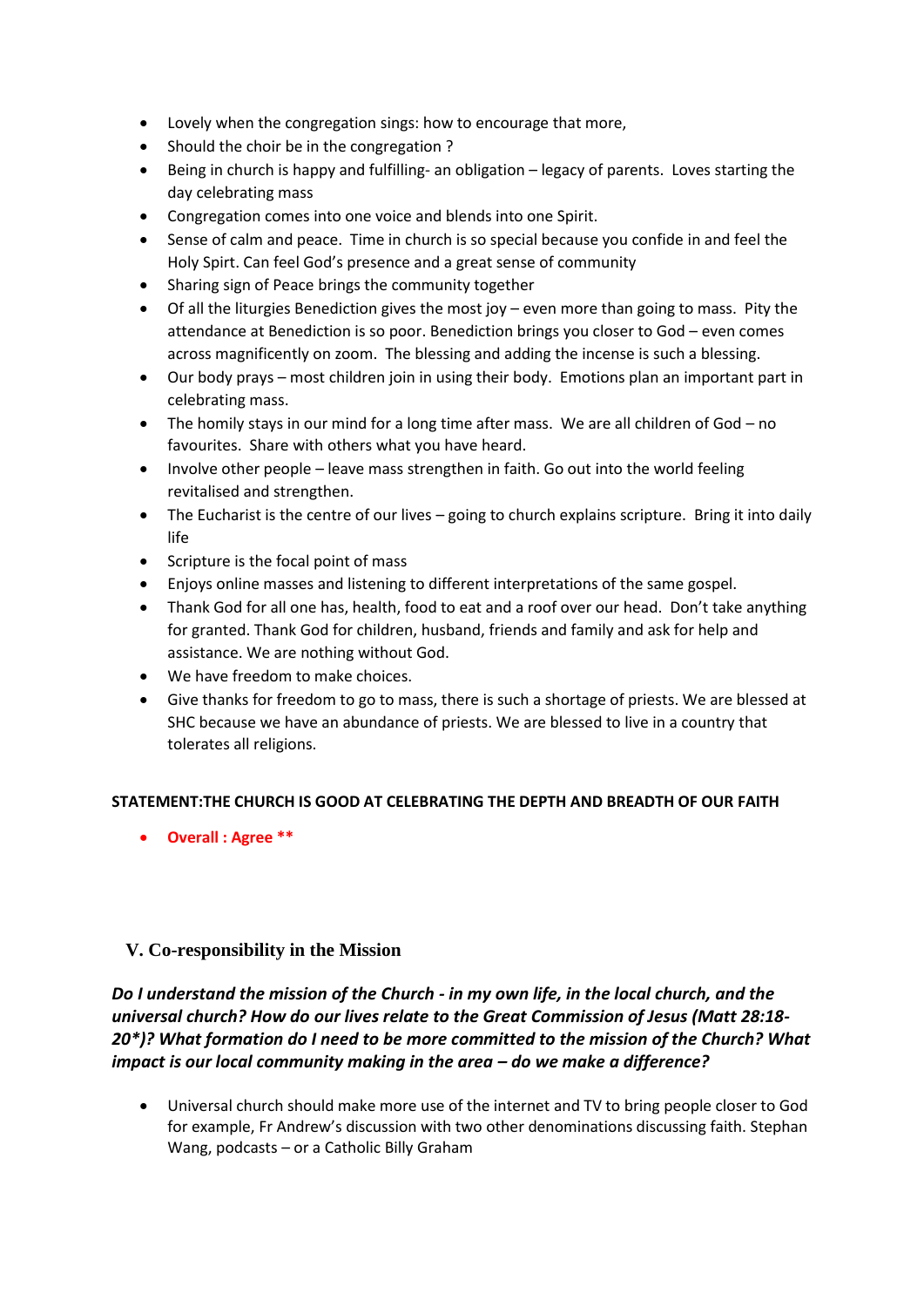- Lovely when the congregation sings: how to encourage that more,
- Should the choir be in the congregation ?
- Being in church is happy and fulfilling- an obligation – legacy of parents. Loves starting the day celebrating mass
- Congregation comes into one voice and blends into one Spirit.
- Sense of calm and peace. Time in church is so special because you confide in and feel the Holy Spirt. Can feel God's presence and a great sense of community
- Sharing sign of Peace brings the community together
- Of all the liturgies Benediction gives the most joy – even more than going to mass. Pity the attendance at Benediction is so poor. Benediction brings you closer to God – even comes across magnificently on zoom. The blessing and adding the incense is such a blessing.
- Our body prays – most children join in using their body. Emotions plan an important part in celebrating mass.
- The homily stays in our mind for a long time after mass. We are all children of God – no favourites. Share with others what you have heard.
- Involve other people – leave mass strengthen in faith. Go out into the world feeling revitalised and strengthen.
- The Eucharist is the centre of our lives – going to church explains scripture. Bring it into daily life
- Scripture is the focal point of mass
- Enjoys online masses and listening to different interpretations of the same gospel.
- Thank God for all one has, health, food to eat and a roof over our head. Don't take anything for granted. Thank God for children, husband, friends and family and ask for help and assistance. We are nothing without God.
- We have freedom to make choices.
- Give thanks for freedom to go to mass, there is such a shortage of priests. We are blessed at SHC because we have an abundance of priests. We are blessed to live in a country that tolerates all religions.

**STATEMENT:THE CHURCH IS GOOD AT CELEBRATING THE DEPTH AND BREADTH OF OUR FAITH**

- **Overall : Agree ****

## V. Co-responsibility in the Mission

***Do I understand the mission of the Church - in my own life, in the local church, and the universal church? How do our lives relate to the Great Commission of Jesus (Matt 28:18-20*)? What formation do I need to be more committed to the mission of the Church? What impact is our local community making in the area – do we make a difference?***

- Universal church should make more use of the internet and TV to bring people closer to God for example, Fr Andrew's discussion with two other denominations discussing faith. Stephan Wang, podcasts – or a Catholic Billy Graham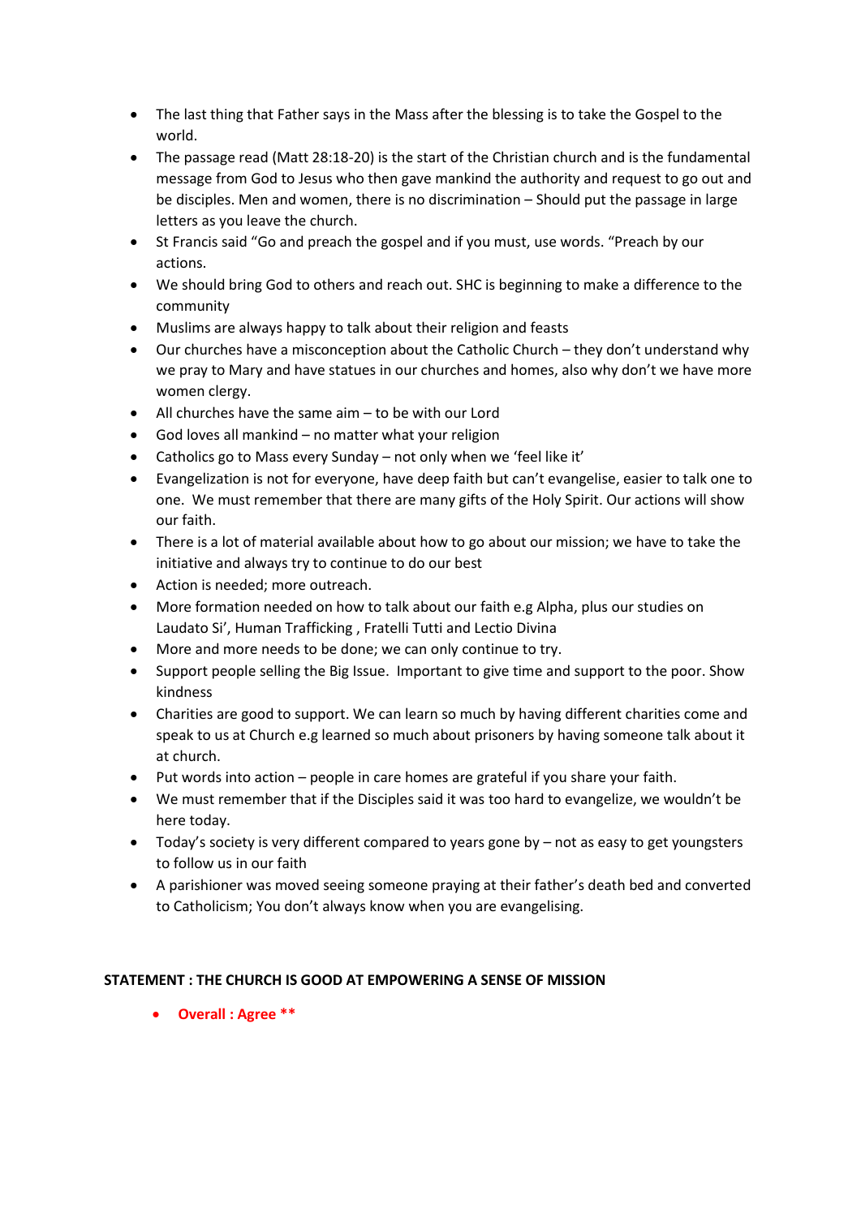- The last thing that Father says in the Mass after the blessing is to take the Gospel to the world.
- The passage read (Matt 28:18-20) is the start of the Christian church and is the fundamental message from God to Jesus who then gave mankind the authority and request to go out and be disciples. Men and women, there is no discrimination – Should put the passage in large letters as you leave the church.
- St Francis said "Go and preach the gospel and if you must, use words. "Preach by our actions.
- We should bring God to others and reach out. SHC is beginning to make a difference to the community
- Muslims are always happy to talk about their religion and feasts
- Our churches have a misconception about the Catholic Church – they don't understand why we pray to Mary and have statues in our churches and homes, also why don't we have more women clergy.
- All churches have the same aim – to be with our Lord
- God loves all mankind – no matter what your religion
- Catholics go to Mass every Sunday – not only when we 'feel like it'
- Evangelization is not for everyone, have deep faith but can't evangelise, easier to talk one to one. We must remember that there are many gifts of the Holy Spirit. Our actions will show our faith.
- There is a lot of material available about how to go about our mission; we have to take the initiative and always try to continue to do our best
- Action is needed; more outreach.
- More formation needed on how to talk about our faith e.g Alpha, plus our studies on Laudato Si', Human Trafficking , Fratelli Tutti and Lectio Divina
- More and more needs to be done; we can only continue to try.
- Support people selling the Big Issue. Important to give time and support to the poor. Show kindness
- Charities are good to support. We can learn so much by having different charities come and speak to us at Church e.g learned so much about prisoners by having someone talk about it at church.
- Put words into action – people in care homes are grateful if you share your faith.
- We must remember that if the Disciples said it was too hard to evangelize, we wouldn't be here today.
- Today's society is very different compared to years gone by – not as easy to get youngsters to follow us in our faith
- A parishioner was moved seeing someone praying at their father's death bed and converted to Catholicism; You don't always know when you are evangelising.

**STATEMENT : THE CHURCH IS GOOD AT EMPOWERING A SENSE OF MISSION**

- **Overall : Agree ****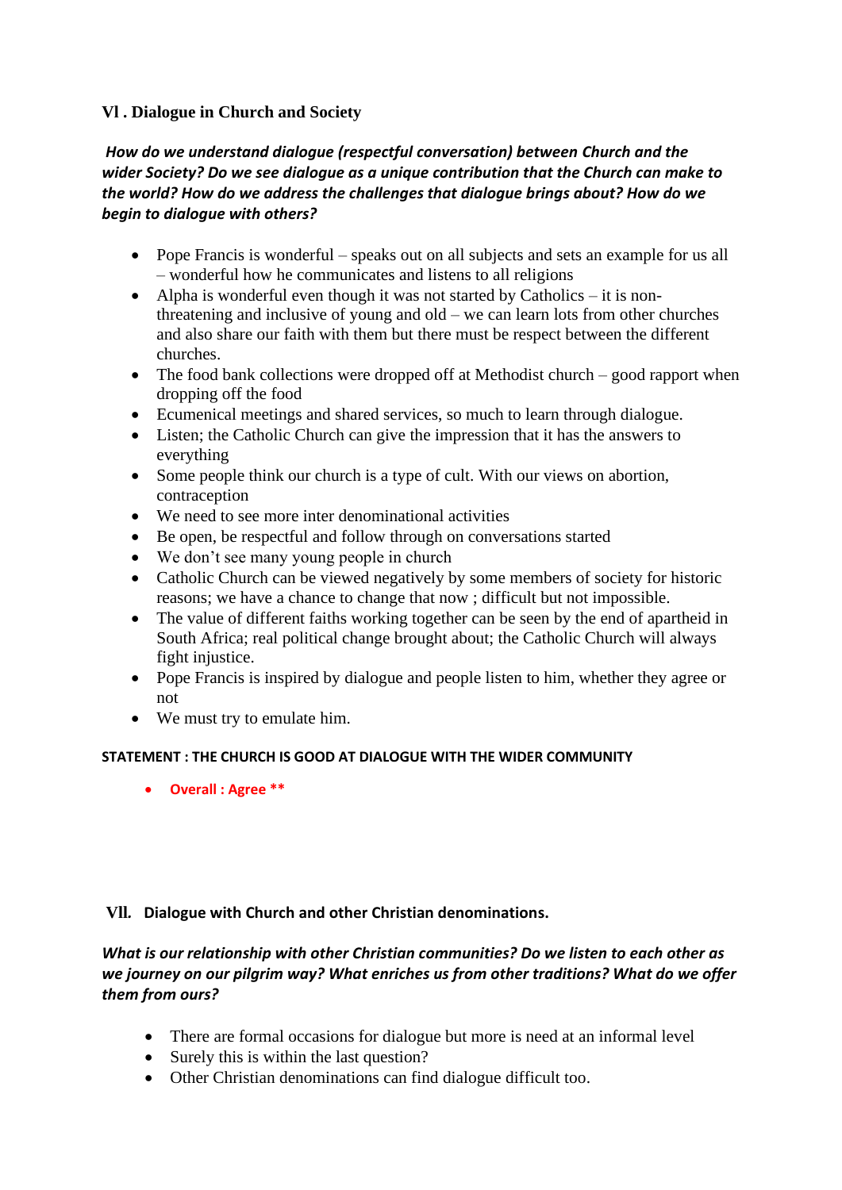## Vl . Dialogue in Church and Society

***How do we understand dialogue (respectful conversation) between Church and the wider Society? Do we see dialogue as a unique contribution that the Church can make to the world? How do we address the challenges that dialogue brings about? How do we begin to dialogue with others?***

- Pope Francis is wonderful – speaks out on all subjects and sets an example for us all – wonderful how he communicates and listens to all religions
- Alpha is wonderful even though it was not started by Catholics – it is non-threatening and inclusive of young and old – we can learn lots from other churches and also share our faith with them but there must be respect between the different churches.
- The food bank collections were dropped off at Methodist church – good rapport when dropping off the food
- Ecumenical meetings and shared services, so much to learn through dialogue.
- Listen; the Catholic Church can give the impression that it has the answers to everything
- Some people think our church is a type of cult. With our views on abortion, contraception
- We need to see more inter denominational activities
- Be open, be respectful and follow through on conversations started
- We don't see many young people in church
- Catholic Church can be viewed negatively by some members of society for historic reasons; we have a chance to change that now ; difficult but not impossible.
- The value of different faiths working together can be seen by the end of apartheid in South Africa; real political change brought about; the Catholic Church will always fight injustice.
- Pope Francis is inspired by dialogue and people listen to him, whether they agree or not
- We must try to emulate him.

**STATEMENT : THE CHURCH IS GOOD AT DIALOGUE WITH THE WIDER COMMUNITY**

- **Overall : Agree \*\***

## Vll. Dialogue with Church and other Christian denominations.

***What is our relationship with other Christian communities? Do we listen to each other as we journey on our pilgrim way? What enriches us from other traditions? What do we offer them from ours?***

- There are formal occasions for dialogue but more is need at an informal level
- Surely this is within the last question?
- Other Christian denominations can find dialogue difficult too.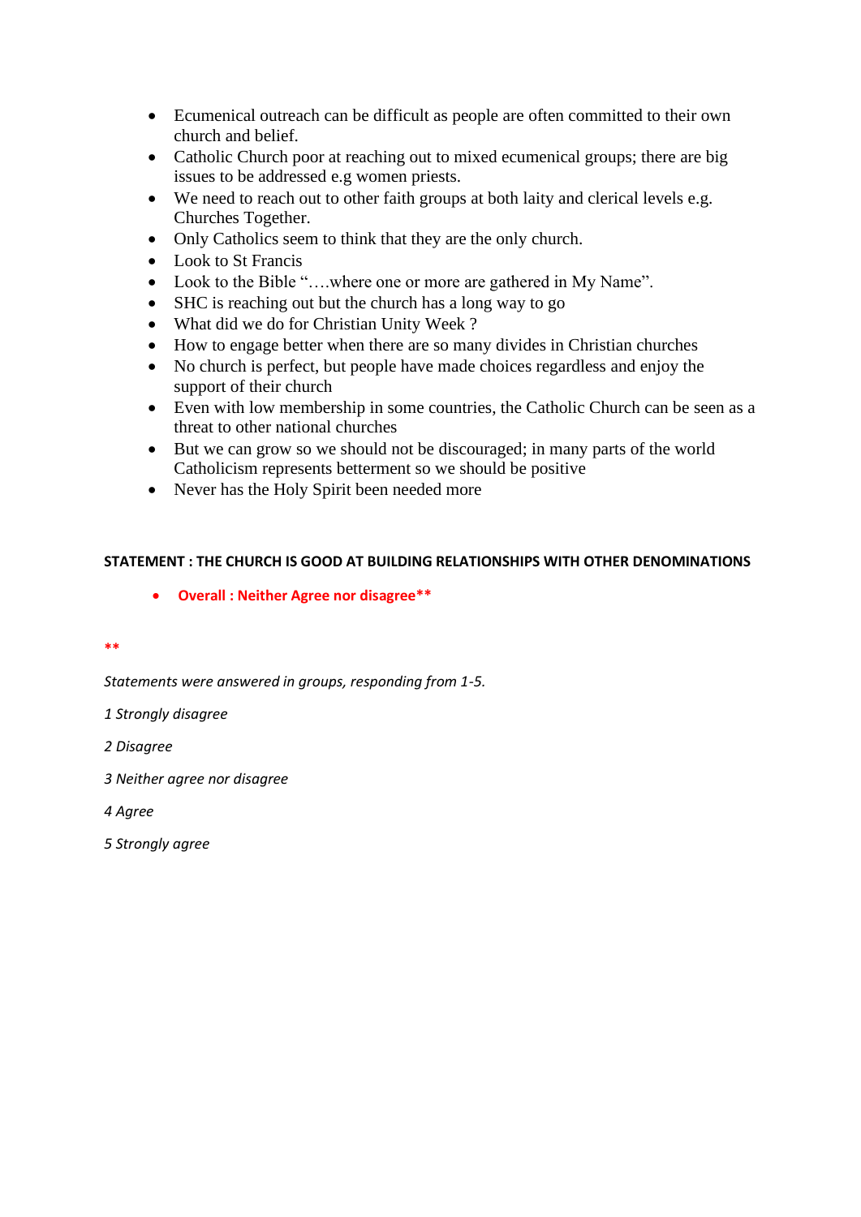- Ecumenical outreach can be difficult as people are often committed to their own church and belief.
- Catholic Church poor at reaching out to mixed ecumenical groups; there are big issues to be addressed e.g women priests.
- We need to reach out to other faith groups at both laity and clerical levels e.g. Churches Together.
- Only Catholics seem to think that they are the only church.
- Look to St Francis
- Look to the Bible "….where one or more are gathered in My Name".
- SHC is reaching out but the church has a long way to go
- What did we do for Christian Unity Week ?
- How to engage better when there are so many divides in Christian churches
- No church is perfect, but people have made choices regardless and enjoy the support of their church
- Even with low membership in some countries, the Catholic Church can be seen as a threat to other national churches
- But we can grow so we should not be discouraged; in many parts of the world Catholicism represents betterment so we should be positive
- Never has the Holy Spirit been needed more

**STATEMENT : THE CHURCH IS GOOD AT BUILDING RELATIONSHIPS WITH OTHER DENOMINATIONS**

- **Overall : Neither Agree nor disagree****

**

*Statements were answered in groups, responding from 1-5.*

*1 Strongly disagree*

*2 Disagree*

*3 Neither agree nor disagree*

*4 Agree*

*5 Strongly agree*